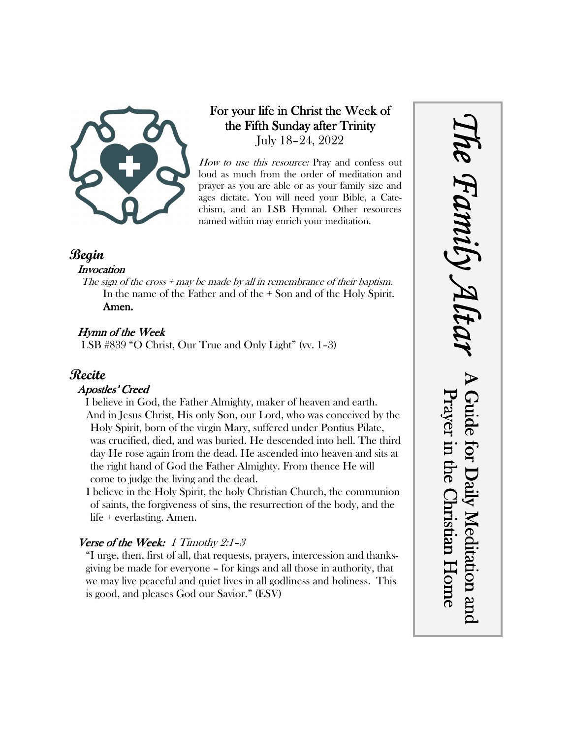# The Family Altar

**A Guide for Daily Meditation and Prayer in the Christian Home**

**For your life in Christ the Week of the Fifth Sunday after Trinity**
July 18–24, 2022

*How to use this resource:* Pray and confess out loud as much from the order of meditation and prayer as you are able or as your family size and ages dictate. You will need your Bible, a Catechism, and an LSB Hymnal. Other resources named within may enrich your meditation.

## Begin

### Invocation

*The sign of the cross + may be made by all in remembrance of their baptism.*

In the name of the Father and of the + Son and of the Holy Spirit.
**Amen.**

### Hymn of the Week

LSB #839 "O Christ, Our True and Only Light" (vv. 1–3)

## Recite

### Apostles' Creed

I believe in God, the Father Almighty, maker of heaven and earth.
And in Jesus Christ, His only Son, our Lord, who was conceived by the Holy Spirit, born of the virgin Mary, suffered under Pontius Pilate, was crucified, died, and was buried. He descended into hell. The third day He rose again from the dead. He ascended into heaven and sits at the right hand of God the Father Almighty. From thence He will come to judge the living and the dead.
I believe in the Holy Spirit, the holy Christian Church, the communion of saints, the forgiveness of sins, the resurrection of the body, and the life + everlasting. Amen.

### Verse of the Week: *1 Timothy 2:1–3*

"I urge, then, first of all, that requests, prayers, intercession and thanksgiving be made for everyone – for kings and all those in authority, that we may live peaceful and quiet lives in all godliness and holiness. This is good, and pleases God our Savior." (ESV)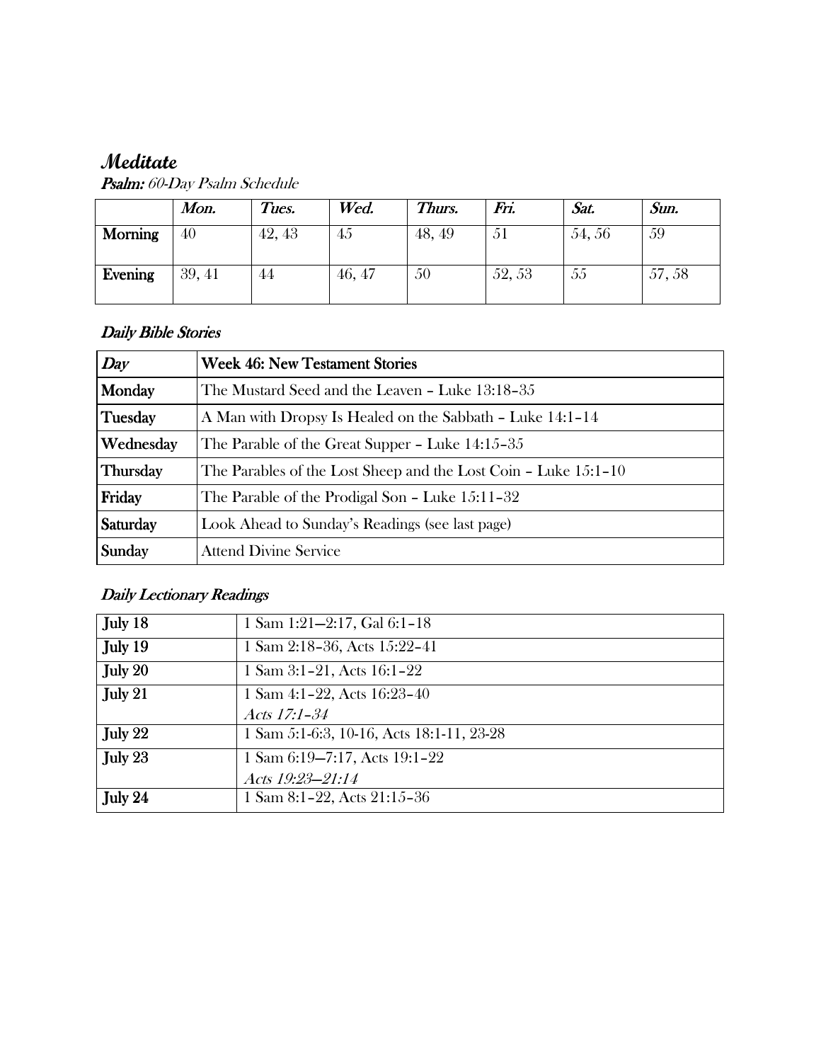# *Meditate*

***Psalm:*** *60-Day Psalm Schedule*

| | *Mon.* | *Tues.* | *Wed.* | *Thurs.* | *Fri.* | *Sat.* | *Sun.* |
|---|---|---|---|---|---|---|---|
| **Morning** | 40 | 42, 43 | 45 | 48, 49 | 51 | 54, 56 | 59 |
| **Evening** | 39, 41 | 44 | 46, 47 | 50 | 52, 53 | 55 | 57, 58 |

## *Daily Bible Stories*

| *Day* | **Week 46: New Testament Stories** |
|---|---|
| **Monday** | The Mustard Seed and the Leaven – Luke 13:18–35 |
| **Tuesday** | A Man with Dropsy Is Healed on the Sabbath – Luke 14:1–14 |
| **Wednesday** | The Parable of the Great Supper – Luke 14:15–35 |
| **Thursday** | The Parables of the Lost Sheep and the Lost Coin – Luke 15:1–10 |
| **Friday** | The Parable of the Prodigal Son – Luke 15:11–32 |
| **Saturday** | Look Ahead to Sunday's Readings (see last page) |
| **Sunday** | Attend Divine Service |

## *Daily Lectionary Readings*

| | |
|---|---|
| **July 18** | 1 Sam 1:21—2:17, Gal 6:1–18 |
| **July 19** | 1 Sam 2:18–36, Acts 15:22–41 |
| **July 20** | 1 Sam 3:1–21, Acts 16:1–22 |
| **July 21** | 1 Sam 4:1–22, Acts 16:23–40<br>*Acts 17:1–34* |
| **July 22** | 1 Sam 5:1-6:3, 10-16, Acts 18:1-11, 23-28 |
| **July 23** | 1 Sam 6:19—7:17, Acts 19:1–22<br>*Acts 19:23—21:14* |
| **July 24** | 1 Sam 8:1–22, Acts 21:15–36 |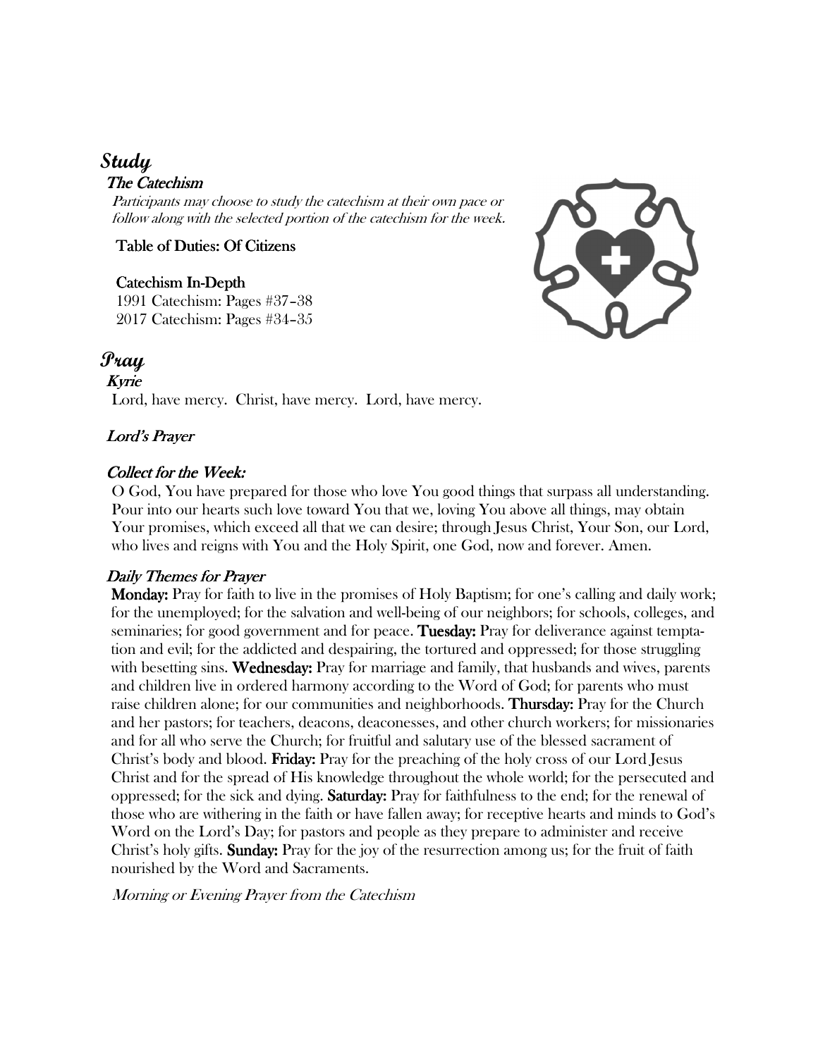# *Study*

### *The Catechism*

*Participants may choose to study the catechism at their own pace or follow along with the selected portion of the catechism for the week.*

**Table of Duties: Of Citizens**

**Catechism In-Depth**
1991 Catechism: Pages #37–38
2017 Catechism: Pages #34–35

# *Pray*

### *Kyrie*

Lord, have mercy. Christ, have mercy. Lord, have mercy.

### *Lord's Prayer*

### *Collect for the Week:*

O God, You have prepared for those who love You good things that surpass all understanding. Pour into our hearts such love toward You that we, loving You above all things, may obtain Your promises, which exceed all that we can desire; through Jesus Christ, Your Son, our Lord, who lives and reigns with You and the Holy Spirit, one God, now and forever. Amen.

### *Daily Themes for Prayer*

**Monday:** Pray for faith to live in the promises of Holy Baptism; for one's calling and daily work; for the unemployed; for the salvation and well-being of our neighbors; for schools, colleges, and seminaries; for good government and for peace. **Tuesday:** Pray for deliverance against temptation and evil; for the addicted and despairing, the tortured and oppressed; for those struggling with besetting sins. **Wednesday:** Pray for marriage and family, that husbands and wives, parents and children live in ordered harmony according to the Word of God; for parents who must raise children alone; for our communities and neighborhoods. **Thursday:** Pray for the Church and her pastors; for teachers, deacons, deaconesses, and other church workers; for missionaries and for all who serve the Church; for fruitful and salutary use of the blessed sacrament of Christ's body and blood. **Friday:** Pray for the preaching of the holy cross of our Lord Jesus Christ and for the spread of His knowledge throughout the whole world; for the persecuted and oppressed; for the sick and dying. **Saturday:** Pray for faithfulness to the end; for the renewal of those who are withering in the faith or have fallen away; for receptive hearts and minds to God's Word on the Lord's Day; for pastors and people as they prepare to administer and receive Christ's holy gifts. **Sunday:** Pray for the joy of the resurrection among us; for the fruit of faith nourished by the Word and Sacraments.

*Morning or Evening Prayer from the Catechism*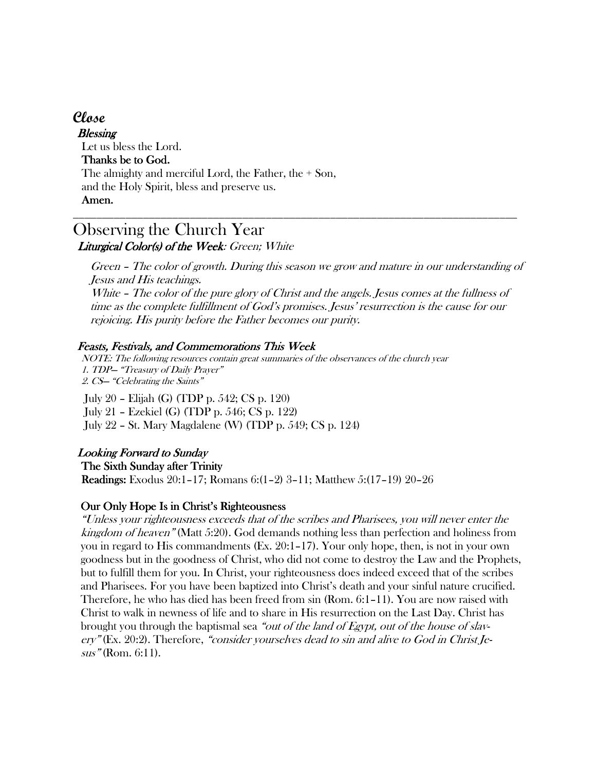## *Close*

***Blessing***

Let us bless the Lord.

**Thanks be to God.**

The almighty and merciful Lord, the Father, the + Son,
and the Holy Spirit, bless and preserve us.

**Amen.**

---

# Observing the Church Year

***Liturgical Color(s) of the Week**: Green; White*

*Green – The color of growth. During this season we grow and mature in our understanding of Jesus and His teachings.*

*White – The color of the pure glory of Christ and the angels. Jesus comes at the fullness of time as the complete fulfillment of God's promises. Jesus' resurrection is the cause for our rejoicing. His purity before the Father becomes our purity.*

### *Feasts, Festivals, and Commemorations This Week*

*NOTE: The following resources contain great summaries of the observances of the church year*
*1. TDP— "Treasury of Daily Prayer"*
*2. CS— "Celebrating the Saints"*

July 20 – Elijah (G) (TDP p. 542; CS p. 120)
July 21 – Ezekiel (G) (TDP p. 546; CS p. 122)
July 22 – St. Mary Magdalene (W) (TDP p. 549; CS p. 124)

### *Looking Forward to Sunday*

**The Sixth Sunday after Trinity**
**Readings:** Exodus 20:1–17; Romans 6:(1–2) 3–11; Matthew 5:(17–19) 20–26

**Our Only Hope Is in Christ's Righteousness**

*"Unless your righteousness exceeds that of the scribes and Pharisees, you will never enter the kingdom of heaven"* (Matt 5:20). God demands nothing less than perfection and holiness from you in regard to His commandments (Ex. 20:1–17). Your only hope, then, is not in your own goodness but in the goodness of Christ, who did not come to destroy the Law and the Prophets, but to fulfill them for you. In Christ, your righteousness does indeed exceed that of the scribes and Pharisees. For you have been baptized into Christ's death and your sinful nature crucified. Therefore, he who has died has been freed from sin (Rom. 6:1–11). You are now raised with Christ to walk in newness of life and to share in His resurrection on the Last Day. Christ has brought you through the baptismal sea *"out of the land of Egypt, out of the house of slavery"* (Ex. 20:2). Therefore, *"consider yourselves dead to sin and alive to God in Christ Jesus"* (Rom. 6:11).